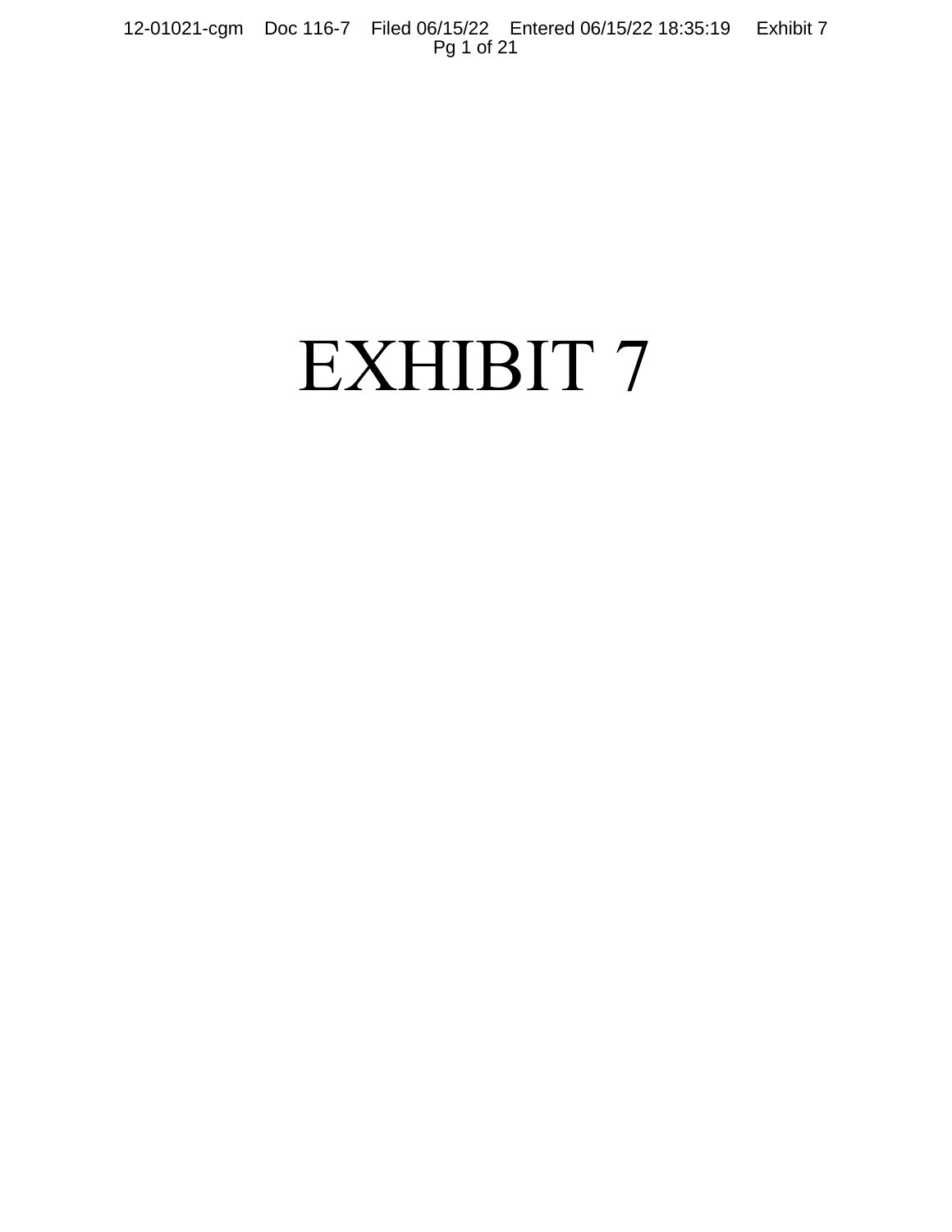# EXHIBIT 7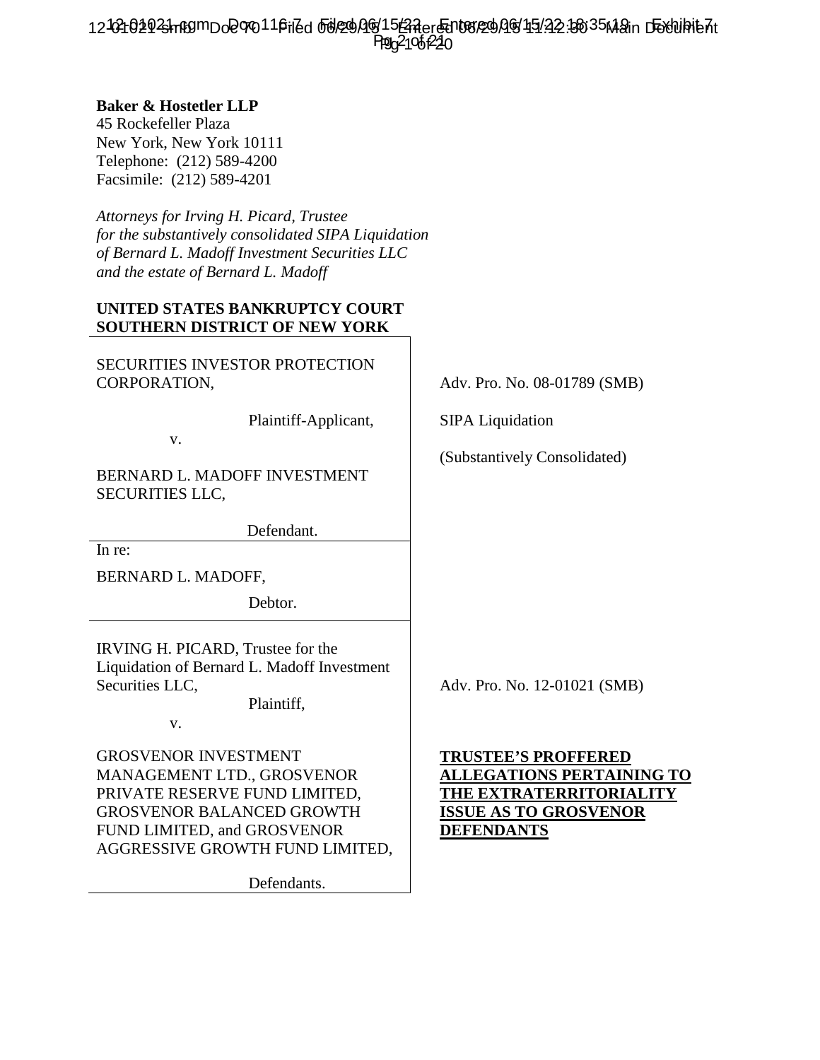**Baker & Hostetler LLP**
45 Rockefeller Plaza
New York, New York 10111
Telephone: (212) 589-4200
Facsimile: (212) 589-4201

*Attorneys for Irving H. Picard, Trustee for the substantively consolidated SIPA Liquidation of Bernard L. Madoff Investment Securities LLC and the estate of Bernard L. Madoff*

**UNITED STATES BANKRUPTCY COURT**
**SOUTHERN DISTRICT OF NEW YORK**

| | |
|---|---|
| SECURITIES INVESTOR PROTECTION CORPORATION,<br><br>Plaintiff-Applicant,<br><br>v.<br><br>BERNARD L. MADOFF INVESTMENT SECURITIES LLC,<br><br>Defendant. | Adv. Pro. No. 08-01789 (SMB)<br><br>SIPA Liquidation<br><br>(Substantively Consolidated) |
| In re:<br><br>BERNARD L. MADOFF,<br><br>Debtor. | |
| IRVING H. PICARD, Trustee for the Liquidation of Bernard L. Madoff Investment Securities LLC,<br><br>Plaintiff,<br><br>v.<br><br>GROSVENOR INVESTMENT MANAGEMENT LTD., GROSVENOR PRIVATE RESERVE FUND LIMITED, GROSVENOR BALANCED GROWTH FUND LIMITED, and GROSVENOR AGGRESSIVE GROWTH FUND LIMITED,<br><br>Defendants. | Adv. Pro. No. 12-01021 (SMB)<br><br>**TRUSTEE'S PROFFERED ALLEGATIONS PERTAINING TO THE EXTRATERRITORIALITY ISSUE AS TO GROSVENOR DEFENDANTS** |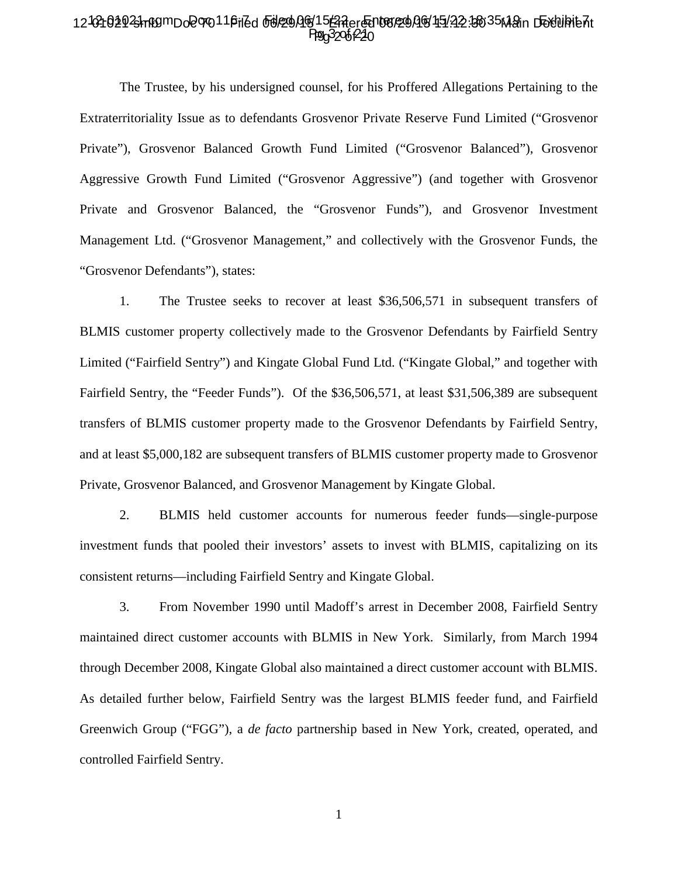The Trustee, by his undersigned counsel, for his Proffered Allegations Pertaining to the Extraterritoriality Issue as to defendants Grosvenor Private Reserve Fund Limited ("Grosvenor Private"), Grosvenor Balanced Growth Fund Limited ("Grosvenor Balanced"), Grosvenor Aggressive Growth Fund Limited ("Grosvenor Aggressive") (and together with Grosvenor Private and Grosvenor Balanced, the "Grosvenor Funds"), and Grosvenor Investment Management Ltd. ("Grosvenor Management," and collectively with the Grosvenor Funds, the "Grosvenor Defendants"), states:

1. The Trustee seeks to recover at least $36,506,571 in subsequent transfers of BLMIS customer property collectively made to the Grosvenor Defendants by Fairfield Sentry Limited ("Fairfield Sentry") and Kingate Global Fund Ltd. ("Kingate Global," and together with Fairfield Sentry, the "Feeder Funds"). Of the $36,506,571, at least $31,506,389 are subsequent transfers of BLMIS customer property made to the Grosvenor Defendants by Fairfield Sentry, and at least $5,000,182 are subsequent transfers of BLMIS customer property made to Grosvenor Private, Grosvenor Balanced, and Grosvenor Management by Kingate Global.

2. BLMIS held customer accounts for numerous feeder funds—single-purpose investment funds that pooled their investors' assets to invest with BLMIS, capitalizing on its consistent returns—including Fairfield Sentry and Kingate Global.

3. From November 1990 until Madoff's arrest in December 2008, Fairfield Sentry maintained direct customer accounts with BLMIS in New York. Similarly, from March 1994 through December 2008, Kingate Global also maintained a direct customer account with BLMIS. As detailed further below, Fairfield Sentry was the largest BLMIS feeder fund, and Fairfield Greenwich Group ("FGG"), a *de facto* partnership based in New York, created, operated, and controlled Fairfield Sentry.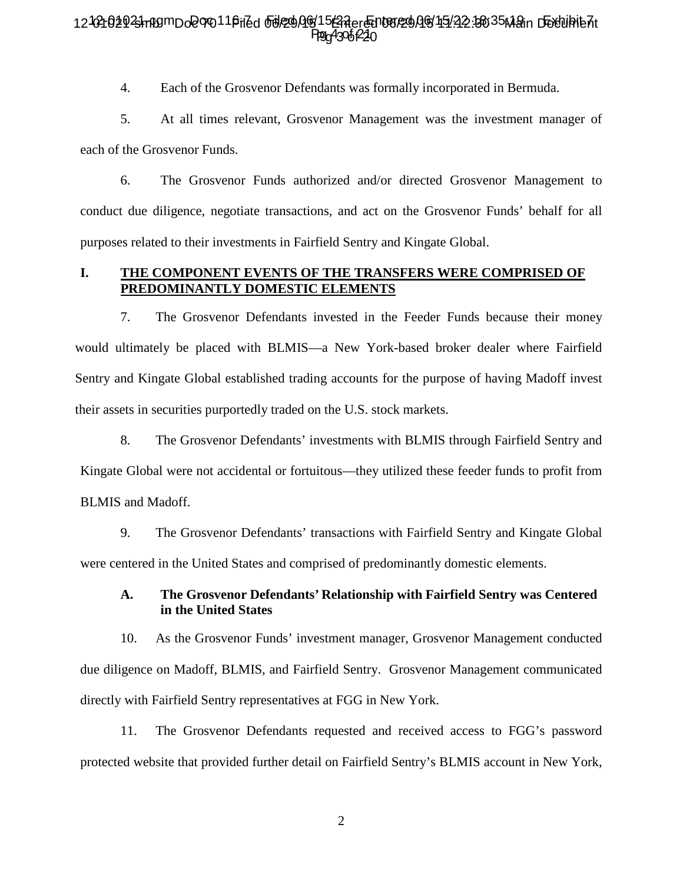4. Each of the Grosvenor Defendants was formally incorporated in Bermuda.

5. At all times relevant, Grosvenor Management was the investment manager of each of the Grosvenor Funds.

6. The Grosvenor Funds authorized and/or directed Grosvenor Management to conduct due diligence, negotiate transactions, and act on the Grosvenor Funds' behalf for all purposes related to their investments in Fairfield Sentry and Kingate Global.

## I. THE COMPONENT EVENTS OF THE TRANSFERS WERE COMPRISED OF PREDOMINANTLY DOMESTIC ELEMENTS

7. The Grosvenor Defendants invested in the Feeder Funds because their money would ultimately be placed with BLMIS—a New York-based broker dealer where Fairfield Sentry and Kingate Global established trading accounts for the purpose of having Madoff invest their assets in securities purportedly traded on the U.S. stock markets.

8. The Grosvenor Defendants' investments with BLMIS through Fairfield Sentry and Kingate Global were not accidental or fortuitous—they utilized these feeder funds to profit from BLMIS and Madoff.

9. The Grosvenor Defendants' transactions with Fairfield Sentry and Kingate Global were centered in the United States and comprised of predominantly domestic elements.

### A. The Grosvenor Defendants' Relationship with Fairfield Sentry was Centered in the United States

10. As the Grosvenor Funds' investment manager, Grosvenor Management conducted due diligence on Madoff, BLMIS, and Fairfield Sentry. Grosvenor Management communicated directly with Fairfield Sentry representatives at FGG in New York.

11. The Grosvenor Defendants requested and received access to FGG's password protected website that provided further detail on Fairfield Sentry's BLMIS account in New York,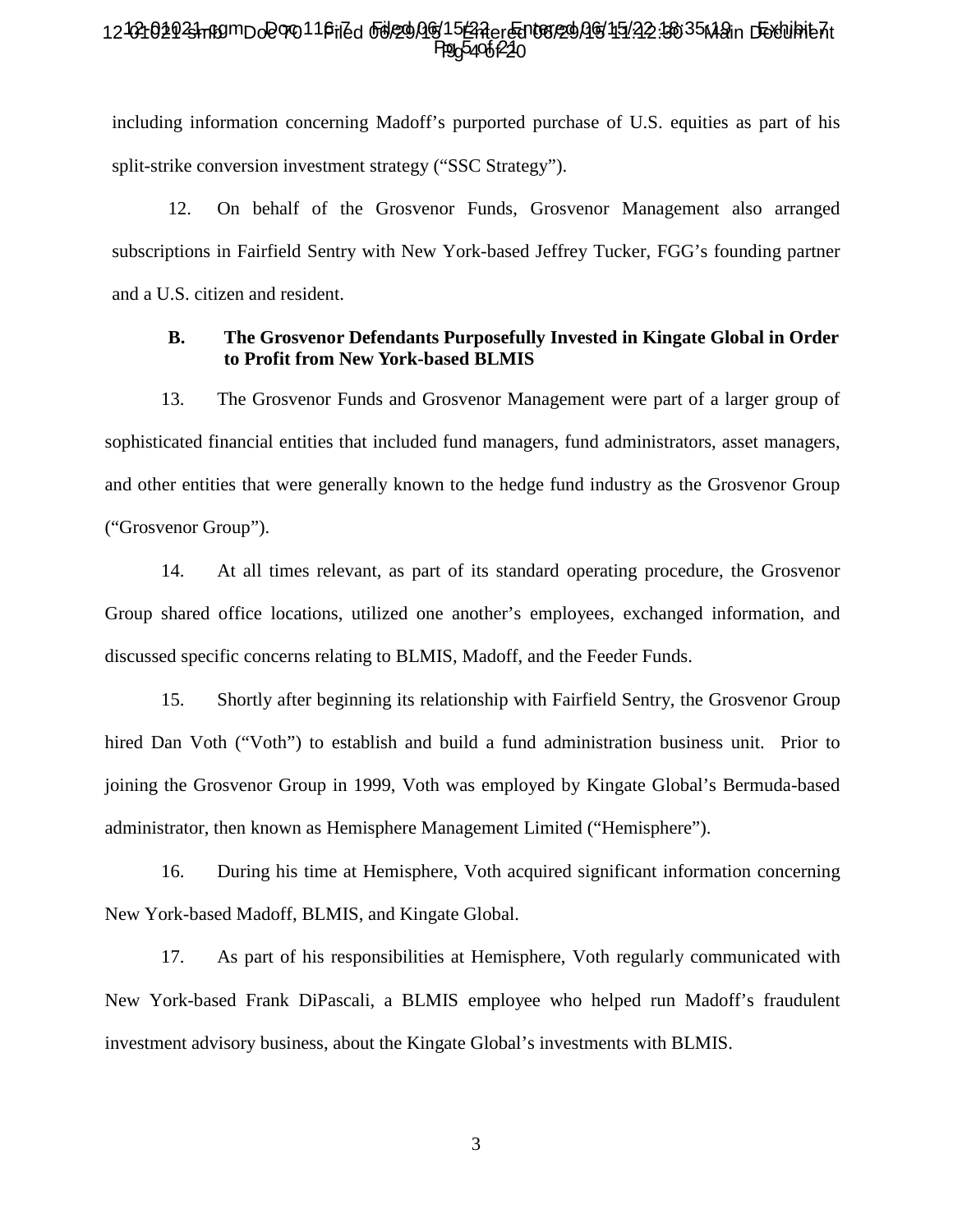including information concerning Madoff's purported purchase of U.S. equities as part of his split-strike conversion investment strategy ("SSC Strategy").

12. On behalf of the Grosvenor Funds, Grosvenor Management also arranged subscriptions in Fairfield Sentry with New York-based Jeffrey Tucker, FGG's founding partner and a U.S. citizen and resident.

**B. The Grosvenor Defendants Purposefully Invested in Kingate Global in Order to Profit from New York-based BLMIS**

13. The Grosvenor Funds and Grosvenor Management were part of a larger group of sophisticated financial entities that included fund managers, fund administrators, asset managers, and other entities that were generally known to the hedge fund industry as the Grosvenor Group ("Grosvenor Group").

14. At all times relevant, as part of its standard operating procedure, the Grosvenor Group shared office locations, utilized one another's employees, exchanged information, and discussed specific concerns relating to BLMIS, Madoff, and the Feeder Funds.

15. Shortly after beginning its relationship with Fairfield Sentry, the Grosvenor Group hired Dan Voth ("Voth") to establish and build a fund administration business unit. Prior to joining the Grosvenor Group in 1999, Voth was employed by Kingate Global's Bermuda-based administrator, then known as Hemisphere Management Limited ("Hemisphere").

16. During his time at Hemisphere, Voth acquired significant information concerning New York-based Madoff, BLMIS, and Kingate Global.

17. As part of his responsibilities at Hemisphere, Voth regularly communicated with New York-based Frank DiPascali, a BLMIS employee who helped run Madoff's fraudulent investment advisory business, about the Kingate Global's investments with BLMIS.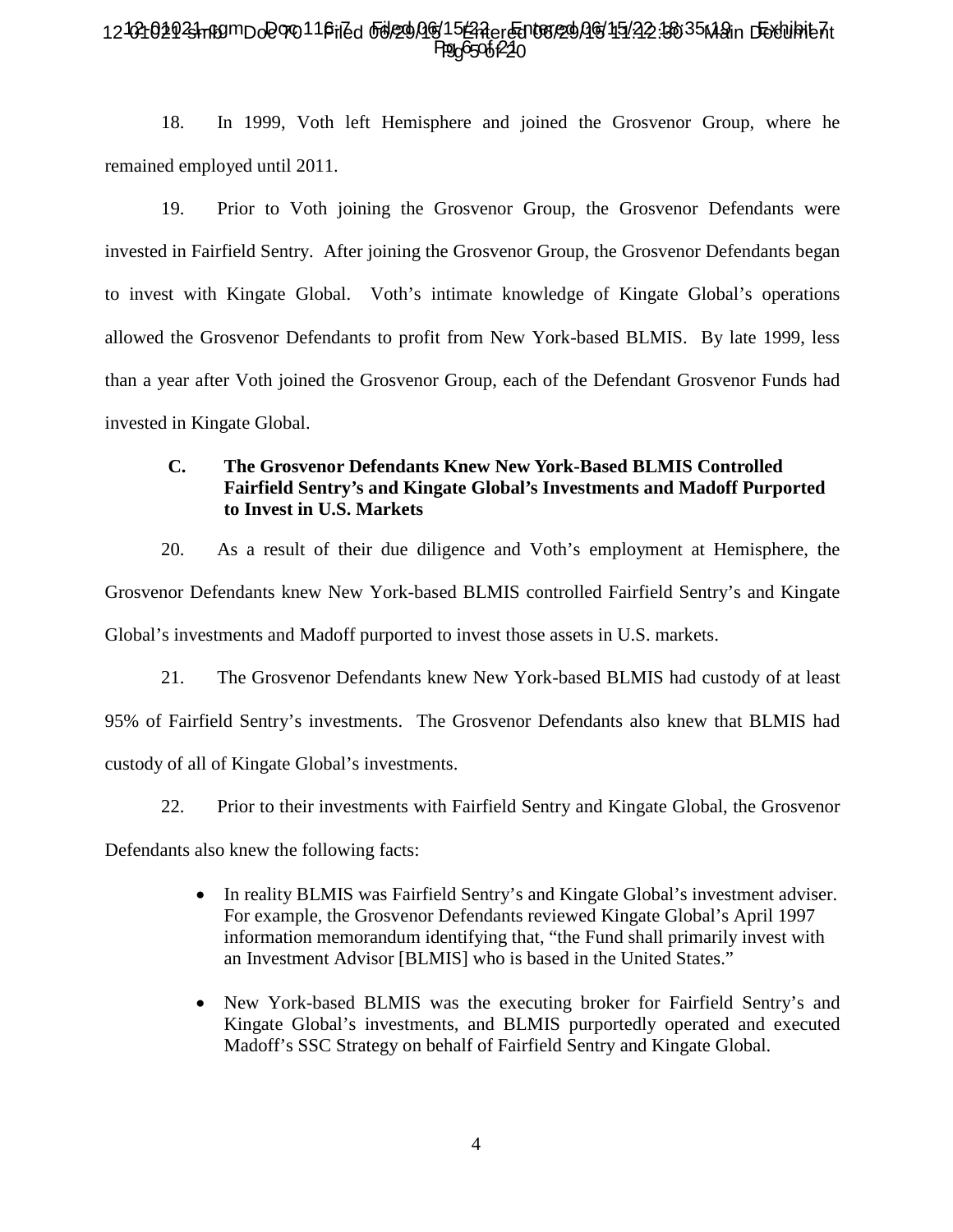18. In 1999, Voth left Hemisphere and joined the Grosvenor Group, where he remained employed until 2011.

19. Prior to Voth joining the Grosvenor Group, the Grosvenor Defendants were invested in Fairfield Sentry. After joining the Grosvenor Group, the Grosvenor Defendants began to invest with Kingate Global. Voth's intimate knowledge of Kingate Global's operations allowed the Grosvenor Defendants to profit from New York-based BLMIS. By late 1999, less than a year after Voth joined the Grosvenor Group, each of the Defendant Grosvenor Funds had invested in Kingate Global.

### C. The Grosvenor Defendants Knew New York-Based BLMIS Controlled Fairfield Sentry's and Kingate Global's Investments and Madoff Purported to Invest in U.S. Markets

20. As a result of their due diligence and Voth's employment at Hemisphere, the Grosvenor Defendants knew New York-based BLMIS controlled Fairfield Sentry's and Kingate Global's investments and Madoff purported to invest those assets in U.S. markets.

21. The Grosvenor Defendants knew New York-based BLMIS had custody of at least 95% of Fairfield Sentry's investments. The Grosvenor Defendants also knew that BLMIS had custody of all of Kingate Global's investments.

22. Prior to their investments with Fairfield Sentry and Kingate Global, the Grosvenor Defendants also knew the following facts:

- In reality BLMIS was Fairfield Sentry's and Kingate Global's investment adviser. For example, the Grosvenor Defendants reviewed Kingate Global's April 1997 information memorandum identifying that, "the Fund shall primarily invest with an Investment Advisor [BLMIS] who is based in the United States."

- New York-based BLMIS was the executing broker for Fairfield Sentry's and Kingate Global's investments, and BLMIS purportedly operated and executed Madoff's SSC Strategy on behalf of Fairfield Sentry and Kingate Global.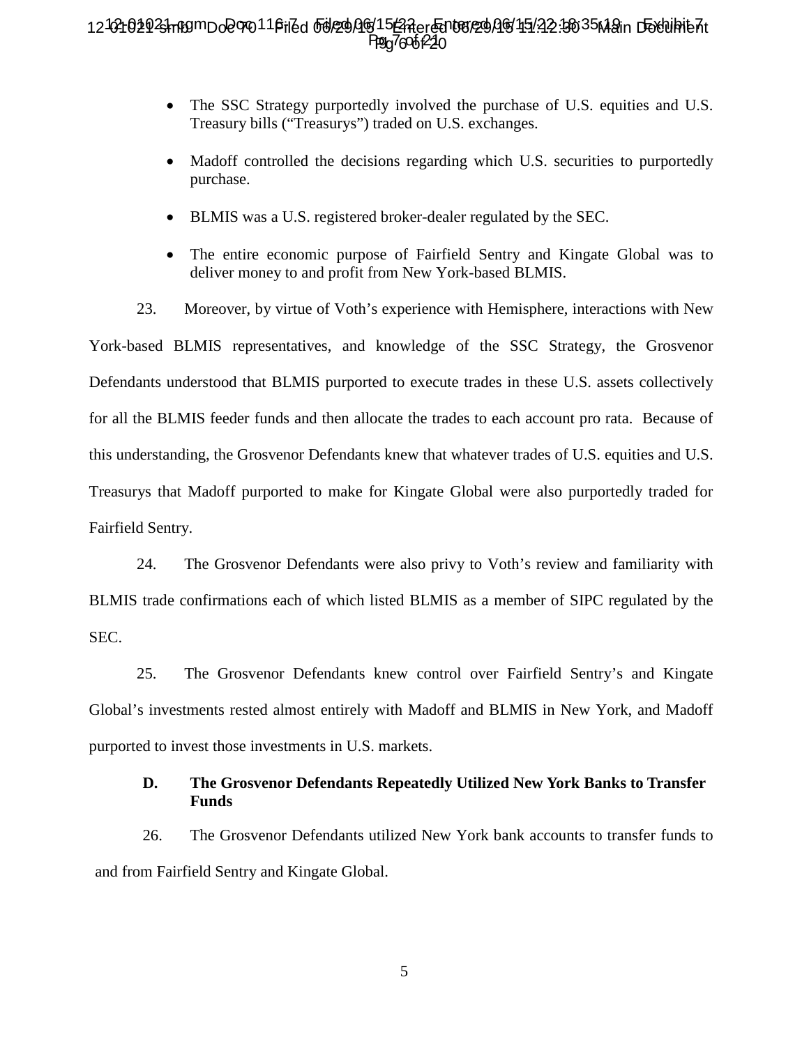- The SSC Strategy purportedly involved the purchase of U.S. equities and U.S. Treasury bills ("Treasurys") traded on U.S. exchanges.

- Madoff controlled the decisions regarding which U.S. securities to purportedly purchase.

- BLMIS was a U.S. registered broker-dealer regulated by the SEC.

- The entire economic purpose of Fairfield Sentry and Kingate Global was to deliver money to and profit from New York-based BLMIS.

23. Moreover, by virtue of Voth's experience with Hemisphere, interactions with New York-based BLMIS representatives, and knowledge of the SSC Strategy, the Grosvenor Defendants understood that BLMIS purported to execute trades in these U.S. assets collectively for all the BLMIS feeder funds and then allocate the trades to each account pro rata. Because of this understanding, the Grosvenor Defendants knew that whatever trades of U.S. equities and U.S. Treasurys that Madoff purported to make for Kingate Global were also purportedly traded for Fairfield Sentry.

24. The Grosvenor Defendants were also privy to Voth's review and familiarity with BLMIS trade confirmations each of which listed BLMIS as a member of SIPC regulated by the SEC.

25. The Grosvenor Defendants knew control over Fairfield Sentry's and Kingate Global's investments rested almost entirely with Madoff and BLMIS in New York, and Madoff purported to invest those investments in U.S. markets.

### D. The Grosvenor Defendants Repeatedly Utilized New York Banks to Transfer Funds

26. The Grosvenor Defendants utilized New York bank accounts to transfer funds to and from Fairfield Sentry and Kingate Global.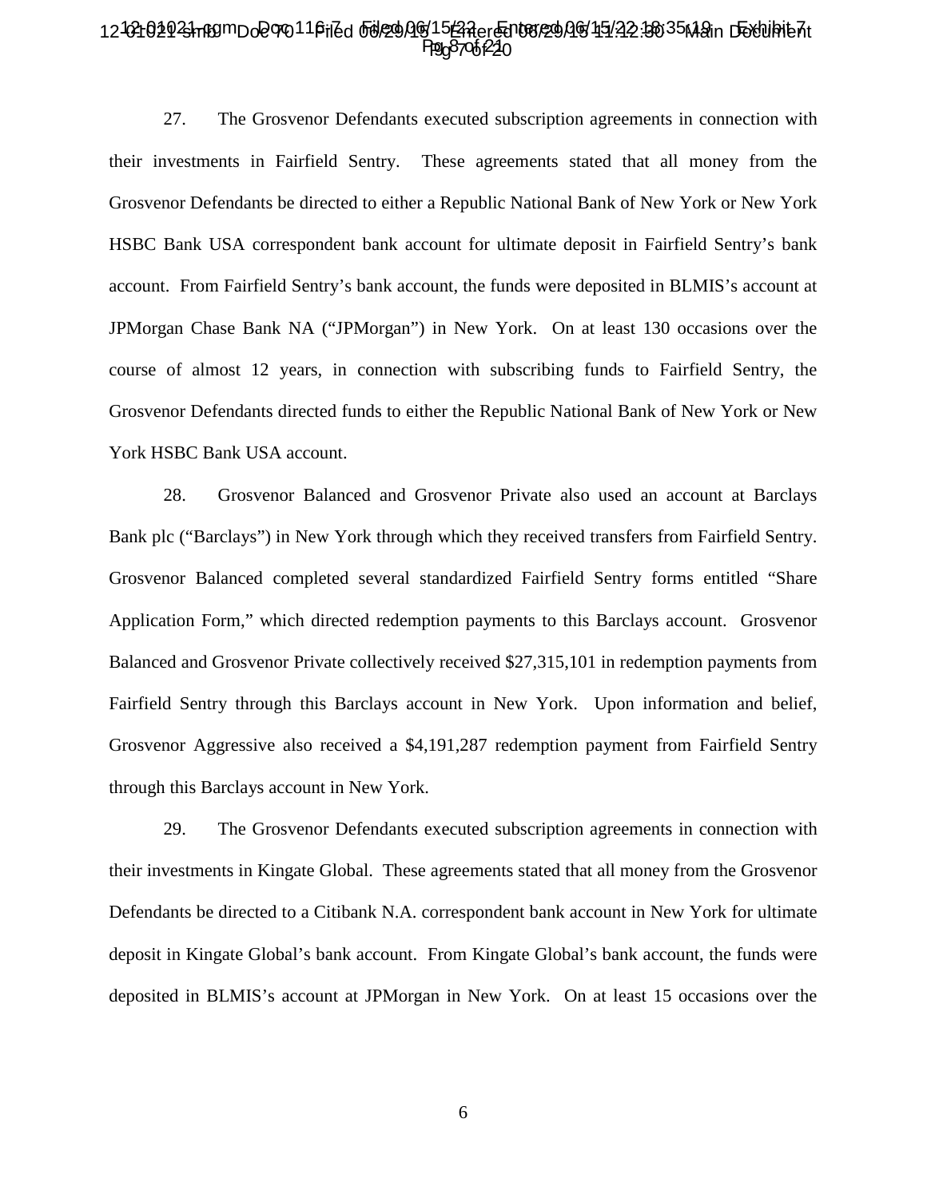27. The Grosvenor Defendants executed subscription agreements in connection with their investments in Fairfield Sentry. These agreements stated that all money from the Grosvenor Defendants be directed to either a Republic National Bank of New York or New York HSBC Bank USA correspondent bank account for ultimate deposit in Fairfield Sentry's bank account. From Fairfield Sentry's bank account, the funds were deposited in BLMIS's account at JPMorgan Chase Bank NA ("JPMorgan") in New York. On at least 130 occasions over the course of almost 12 years, in connection with subscribing funds to Fairfield Sentry, the Grosvenor Defendants directed funds to either the Republic National Bank of New York or New York HSBC Bank USA account.

28. Grosvenor Balanced and Grosvenor Private also used an account at Barclays Bank plc ("Barclays") in New York through which they received transfers from Fairfield Sentry. Grosvenor Balanced completed several standardized Fairfield Sentry forms entitled "Share Application Form," which directed redemption payments to this Barclays account. Grosvenor Balanced and Grosvenor Private collectively received $27,315,101 in redemption payments from Fairfield Sentry through this Barclays account in New York. Upon information and belief, Grosvenor Aggressive also received a $4,191,287 redemption payment from Fairfield Sentry through this Barclays account in New York.

29. The Grosvenor Defendants executed subscription agreements in connection with their investments in Kingate Global. These agreements stated that all money from the Grosvenor Defendants be directed to a Citibank N.A. correspondent bank account in New York for ultimate deposit in Kingate Global's bank account. From Kingate Global's bank account, the funds were deposited in BLMIS's account at JPMorgan in New York. On at least 15 occasions over the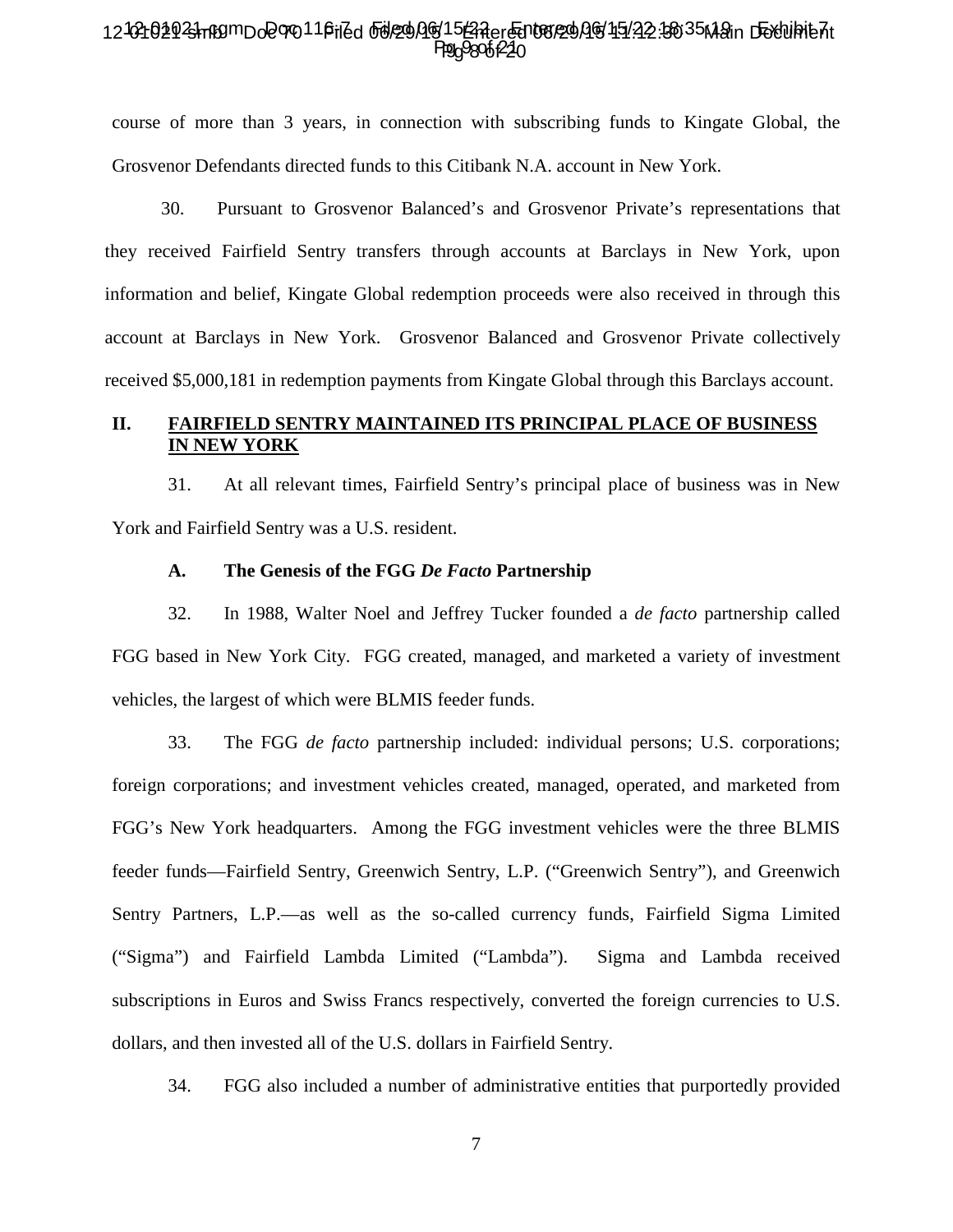course of more than 3 years, in connection with subscribing funds to Kingate Global, the Grosvenor Defendants directed funds to this Citibank N.A. account in New York.

30. Pursuant to Grosvenor Balanced's and Grosvenor Private's representations that they received Fairfield Sentry transfers through accounts at Barclays in New York, upon information and belief, Kingate Global redemption proceeds were also received in through this account at Barclays in New York. Grosvenor Balanced and Grosvenor Private collectively received $5,000,181 in redemption payments from Kingate Global through this Barclays account.

## II. FAIRFIELD SENTRY MAINTAINED ITS PRINCIPAL PLACE OF BUSINESS IN NEW YORK

31. At all relevant times, Fairfield Sentry's principal place of business was in New York and Fairfield Sentry was a U.S. resident.

### A. The Genesis of the FGG *De Facto* Partnership

32. In 1988, Walter Noel and Jeffrey Tucker founded a *de facto* partnership called FGG based in New York City. FGG created, managed, and marketed a variety of investment vehicles, the largest of which were BLMIS feeder funds.

33. The FGG *de facto* partnership included: individual persons; U.S. corporations; foreign corporations; and investment vehicles created, managed, operated, and marketed from FGG's New York headquarters. Among the FGG investment vehicles were the three BLMIS feeder funds—Fairfield Sentry, Greenwich Sentry, L.P. ("Greenwich Sentry"), and Greenwich Sentry Partners, L.P.—as well as the so-called currency funds, Fairfield Sigma Limited ("Sigma") and Fairfield Lambda Limited ("Lambda"). Sigma and Lambda received subscriptions in Euros and Swiss Francs respectively, converted the foreign currencies to U.S. dollars, and then invested all of the U.S. dollars in Fairfield Sentry.

34. FGG also included a number of administrative entities that purportedly provided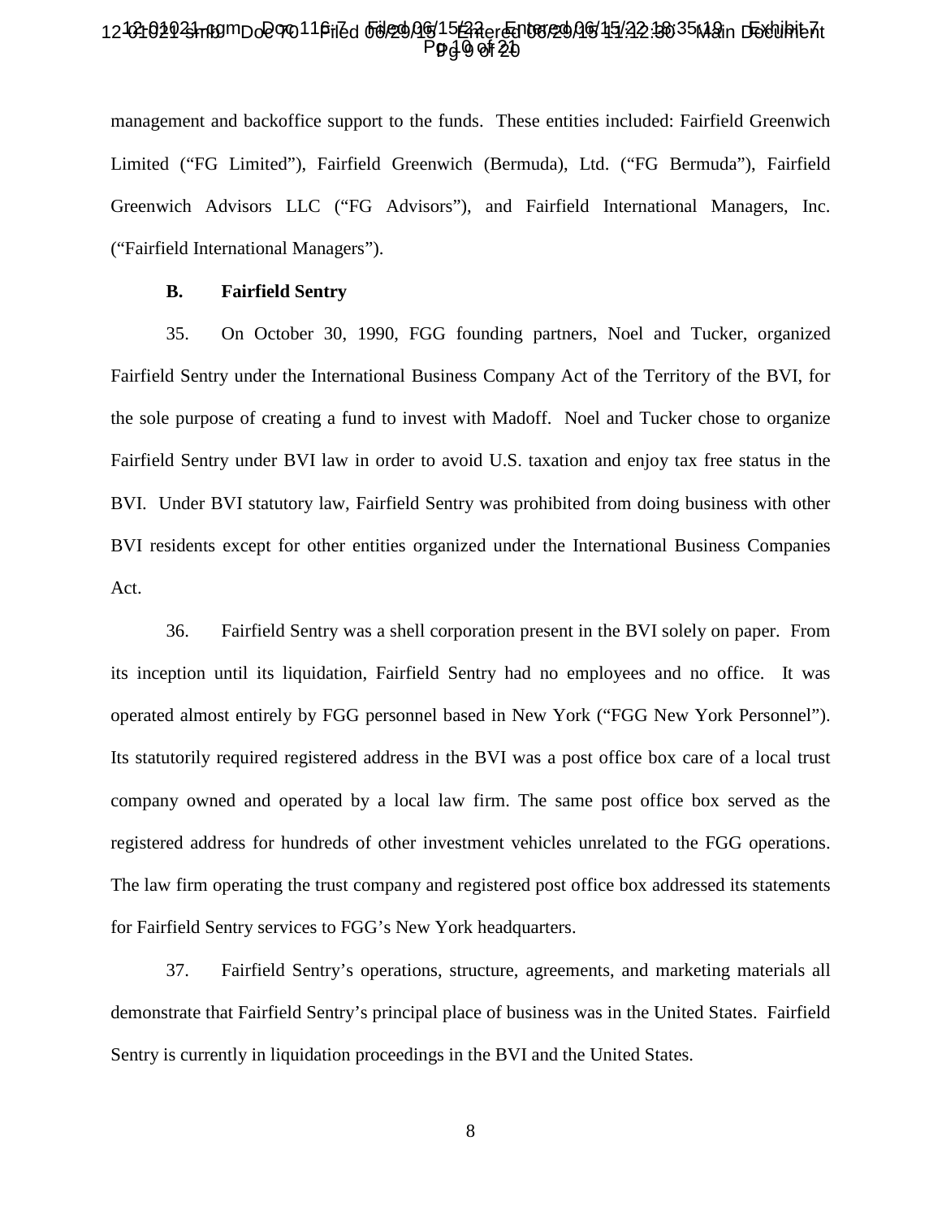management and backoffice support to the funds. These entities included: Fairfield Greenwich Limited ("FG Limited"), Fairfield Greenwich (Bermuda), Ltd. ("FG Bermuda"), Fairfield Greenwich Advisors LLC ("FG Advisors"), and Fairfield International Managers, Inc. ("Fairfield International Managers").

**B. Fairfield Sentry**

35. On October 30, 1990, FGG founding partners, Noel and Tucker, organized Fairfield Sentry under the International Business Company Act of the Territory of the BVI, for the sole purpose of creating a fund to invest with Madoff. Noel and Tucker chose to organize Fairfield Sentry under BVI law in order to avoid U.S. taxation and enjoy tax free status in the BVI. Under BVI statutory law, Fairfield Sentry was prohibited from doing business with other BVI residents except for other entities organized under the International Business Companies Act.

36. Fairfield Sentry was a shell corporation present in the BVI solely on paper. From its inception until its liquidation, Fairfield Sentry had no employees and no office. It was operated almost entirely by FGG personnel based in New York ("FGG New York Personnel"). Its statutorily required registered address in the BVI was a post office box care of a local trust company owned and operated by a local law firm. The same post office box served as the registered address for hundreds of other investment vehicles unrelated to the FGG operations. The law firm operating the trust company and registered post office box addressed its statements for Fairfield Sentry services to FGG's New York headquarters.

37. Fairfield Sentry's operations, structure, agreements, and marketing materials all demonstrate that Fairfield Sentry's principal place of business was in the United States. Fairfield Sentry is currently in liquidation proceedings in the BVI and the United States.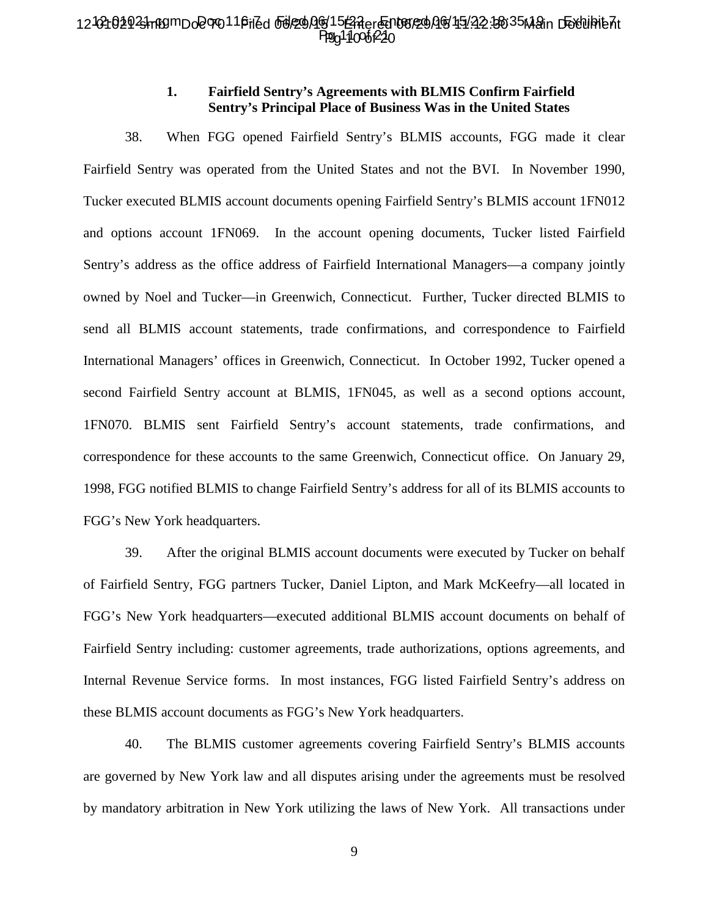### 1. Fairfield Sentry's Agreements with BLMIS Confirm Fairfield Sentry's Principal Place of Business Was in the United States

38. When FGG opened Fairfield Sentry's BLMIS accounts, FGG made it clear Fairfield Sentry was operated from the United States and not the BVI. In November 1990, Tucker executed BLMIS account documents opening Fairfield Sentry's BLMIS account 1FN012 and options account 1FN069. In the account opening documents, Tucker listed Fairfield Sentry's address as the office address of Fairfield International Managers—a company jointly owned by Noel and Tucker—in Greenwich, Connecticut. Further, Tucker directed BLMIS to send all BLMIS account statements, trade confirmations, and correspondence to Fairfield International Managers' offices in Greenwich, Connecticut. In October 1992, Tucker opened a second Fairfield Sentry account at BLMIS, 1FN045, as well as a second options account, 1FN070. BLMIS sent Fairfield Sentry's account statements, trade confirmations, and correspondence for these accounts to the same Greenwich, Connecticut office. On January 29, 1998, FGG notified BLMIS to change Fairfield Sentry's address for all of its BLMIS accounts to FGG's New York headquarters.

39. After the original BLMIS account documents were executed by Tucker on behalf of Fairfield Sentry, FGG partners Tucker, Daniel Lipton, and Mark McKeefry—all located in FGG's New York headquarters—executed additional BLMIS account documents on behalf of Fairfield Sentry including: customer agreements, trade authorizations, options agreements, and Internal Revenue Service forms. In most instances, FGG listed Fairfield Sentry's address on these BLMIS account documents as FGG's New York headquarters.

40. The BLMIS customer agreements covering Fairfield Sentry's BLMIS accounts are governed by New York law and all disputes arising under the agreements must be resolved by mandatory arbitration in New York utilizing the laws of New York. All transactions under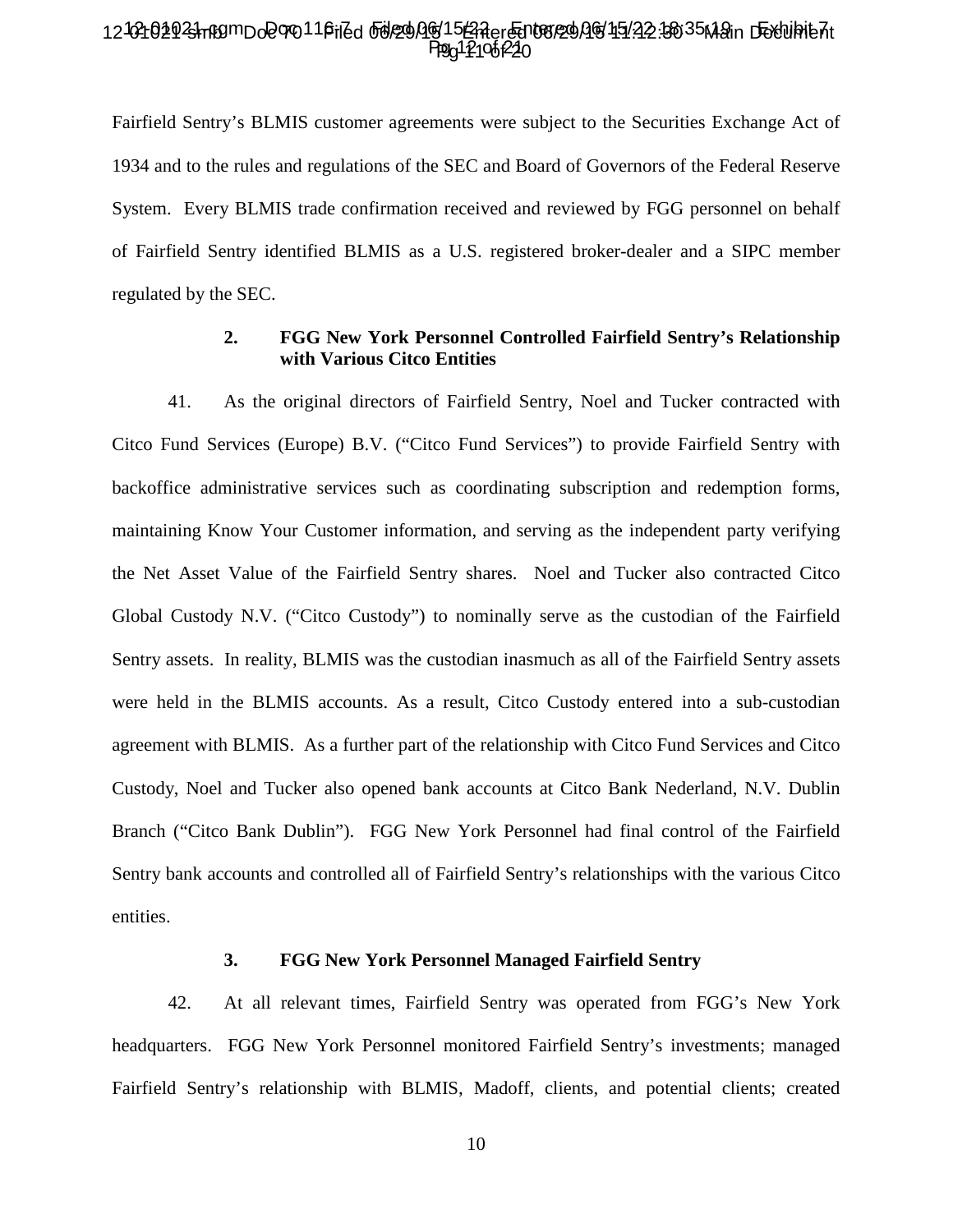Fairfield Sentry's BLMIS customer agreements were subject to the Securities Exchange Act of 1934 and to the rules and regulations of the SEC and Board of Governors of the Federal Reserve System. Every BLMIS trade confirmation received and reviewed by FGG personnel on behalf of Fairfield Sentry identified BLMIS as a U.S. registered broker-dealer and a SIPC member regulated by the SEC.

### 2. FGG New York Personnel Controlled Fairfield Sentry's Relationship with Various Citco Entities

41. As the original directors of Fairfield Sentry, Noel and Tucker contracted with Citco Fund Services (Europe) B.V. ("Citco Fund Services") to provide Fairfield Sentry with backoffice administrative services such as coordinating subscription and redemption forms, maintaining Know Your Customer information, and serving as the independent party verifying the Net Asset Value of the Fairfield Sentry shares. Noel and Tucker also contracted Citco Global Custody N.V. ("Citco Custody") to nominally serve as the custodian of the Fairfield Sentry assets. In reality, BLMIS was the custodian inasmuch as all of the Fairfield Sentry assets were held in the BLMIS accounts. As a result, Citco Custody entered into a sub-custodian agreement with BLMIS. As a further part of the relationship with Citco Fund Services and Citco Custody, Noel and Tucker also opened bank accounts at Citco Bank Nederland, N.V. Dublin Branch ("Citco Bank Dublin"). FGG New York Personnel had final control of the Fairfield Sentry bank accounts and controlled all of Fairfield Sentry's relationships with the various Citco entities.

### 3. FGG New York Personnel Managed Fairfield Sentry

42. At all relevant times, Fairfield Sentry was operated from FGG's New York headquarters. FGG New York Personnel monitored Fairfield Sentry's investments; managed Fairfield Sentry's relationship with BLMIS, Madoff, clients, and potential clients; created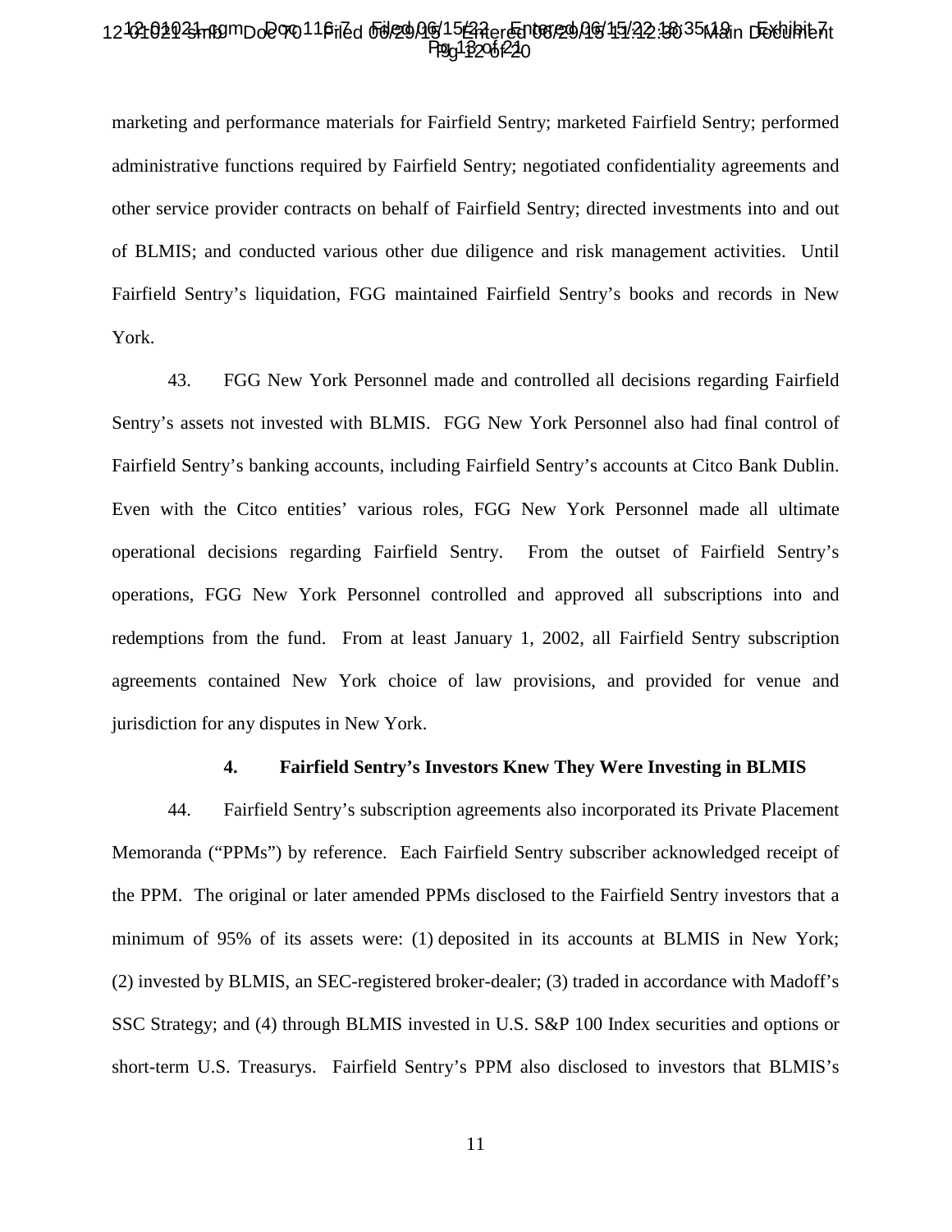marketing and performance materials for Fairfield Sentry; marketed Fairfield Sentry; performed administrative functions required by Fairfield Sentry; negotiated confidentiality agreements and other service provider contracts on behalf of Fairfield Sentry; directed investments into and out of BLMIS; and conducted various other due diligence and risk management activities. Until Fairfield Sentry's liquidation, FGG maintained Fairfield Sentry's books and records in New York.

43. FGG New York Personnel made and controlled all decisions regarding Fairfield Sentry's assets not invested with BLMIS. FGG New York Personnel also had final control of Fairfield Sentry's banking accounts, including Fairfield Sentry's accounts at Citco Bank Dublin. Even with the Citco entities' various roles, FGG New York Personnel made all ultimate operational decisions regarding Fairfield Sentry. From the outset of Fairfield Sentry's operations, FGG New York Personnel controlled and approved all subscriptions into and redemptions from the fund. From at least January 1, 2002, all Fairfield Sentry subscription agreements contained New York choice of law provisions, and provided for venue and jurisdiction for any disputes in New York.

### 4. Fairfield Sentry's Investors Knew They Were Investing in BLMIS

44. Fairfield Sentry's subscription agreements also incorporated its Private Placement Memoranda ("PPMs") by reference. Each Fairfield Sentry subscriber acknowledged receipt of the PPM. The original or later amended PPMs disclosed to the Fairfield Sentry investors that a minimum of 95% of its assets were: (1) deposited in its accounts at BLMIS in New York; (2) invested by BLMIS, an SEC-registered broker-dealer; (3) traded in accordance with Madoff's SSC Strategy; and (4) through BLMIS invested in U.S. S&P 100 Index securities and options or short-term U.S. Treasurys. Fairfield Sentry's PPM also disclosed to investors that BLMIS's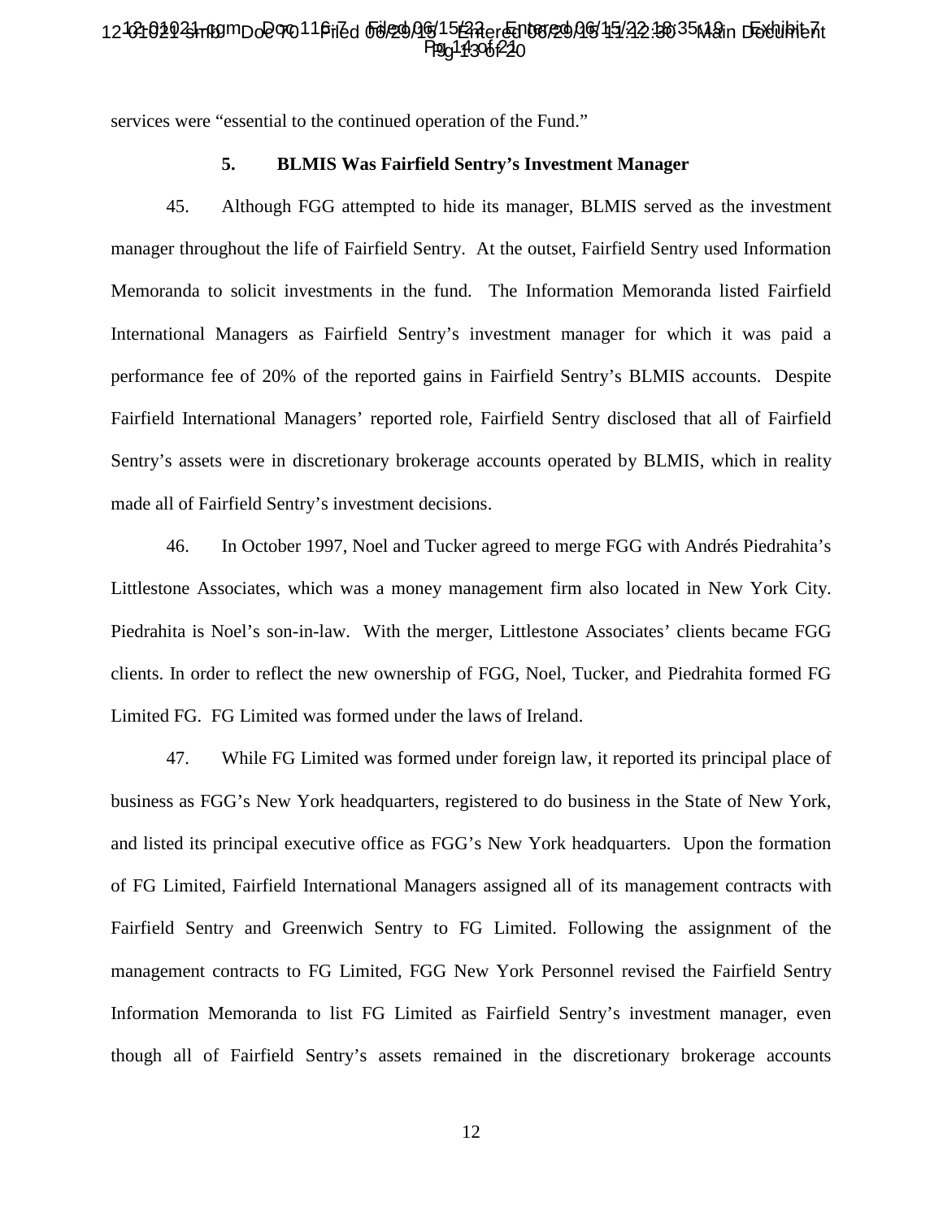services were "essential to the continued operation of the Fund."

### 5. BLMIS Was Fairfield Sentry's Investment Manager

45. Although FGG attempted to hide its manager, BLMIS served as the investment manager throughout the life of Fairfield Sentry. At the outset, Fairfield Sentry used Information Memoranda to solicit investments in the fund. The Information Memoranda listed Fairfield International Managers as Fairfield Sentry's investment manager for which it was paid a performance fee of 20% of the reported gains in Fairfield Sentry's BLMIS accounts. Despite Fairfield International Managers' reported role, Fairfield Sentry disclosed that all of Fairfield Sentry's assets were in discretionary brokerage accounts operated by BLMIS, which in reality made all of Fairfield Sentry's investment decisions.

46. In October 1997, Noel and Tucker agreed to merge FGG with Andrés Piedrahita's Littlestone Associates, which was a money management firm also located in New York City. Piedrahita is Noel's son-in-law. With the merger, Littlestone Associates' clients became FGG clients. In order to reflect the new ownership of FGG, Noel, Tucker, and Piedrahita formed FG Limited FG. FG Limited was formed under the laws of Ireland.

47. While FG Limited was formed under foreign law, it reported its principal place of business as FGG's New York headquarters, registered to do business in the State of New York, and listed its principal executive office as FGG's New York headquarters. Upon the formation of FG Limited, Fairfield International Managers assigned all of its management contracts with Fairfield Sentry and Greenwich Sentry to FG Limited. Following the assignment of the management contracts to FG Limited, FGG New York Personnel revised the Fairfield Sentry Information Memoranda to list FG Limited as Fairfield Sentry's investment manager, even though all of Fairfield Sentry's assets remained in the discretionary brokerage accounts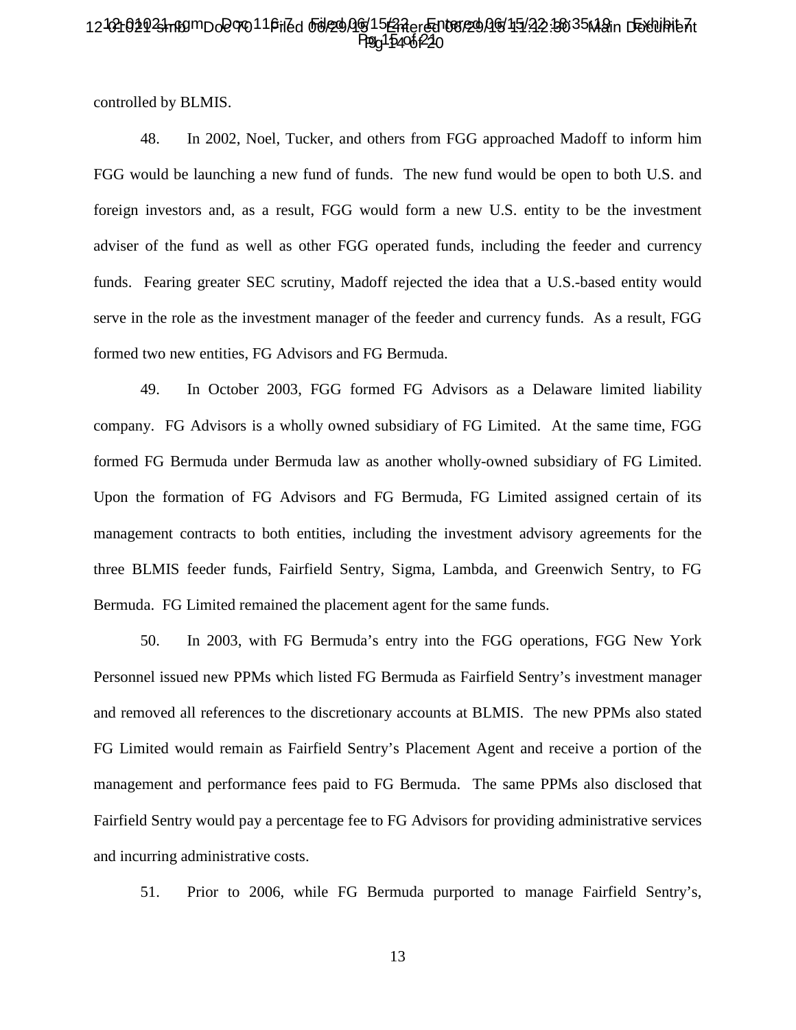controlled by BLMIS.

48. In 2002, Noel, Tucker, and others from FGG approached Madoff to inform him FGG would be launching a new fund of funds. The new fund would be open to both U.S. and foreign investors and, as a result, FGG would form a new U.S. entity to be the investment adviser of the fund as well as other FGG operated funds, including the feeder and currency funds. Fearing greater SEC scrutiny, Madoff rejected the idea that a U.S.-based entity would serve in the role as the investment manager of the feeder and currency funds. As a result, FGG formed two new entities, FG Advisors and FG Bermuda.

49. In October 2003, FGG formed FG Advisors as a Delaware limited liability company. FG Advisors is a wholly owned subsidiary of FG Limited. At the same time, FGG formed FG Bermuda under Bermuda law as another wholly-owned subsidiary of FG Limited. Upon the formation of FG Advisors and FG Bermuda, FG Limited assigned certain of its management contracts to both entities, including the investment advisory agreements for the three BLMIS feeder funds, Fairfield Sentry, Sigma, Lambda, and Greenwich Sentry, to FG Bermuda. FG Limited remained the placement agent for the same funds.

50. In 2003, with FG Bermuda's entry into the FGG operations, FGG New York Personnel issued new PPMs which listed FG Bermuda as Fairfield Sentry's investment manager and removed all references to the discretionary accounts at BLMIS. The new PPMs also stated FG Limited would remain as Fairfield Sentry's Placement Agent and receive a portion of the management and performance fees paid to FG Bermuda. The same PPMs also disclosed that Fairfield Sentry would pay a percentage fee to FG Advisors for providing administrative services and incurring administrative costs.

51. Prior to 2006, while FG Bermuda purported to manage Fairfield Sentry's,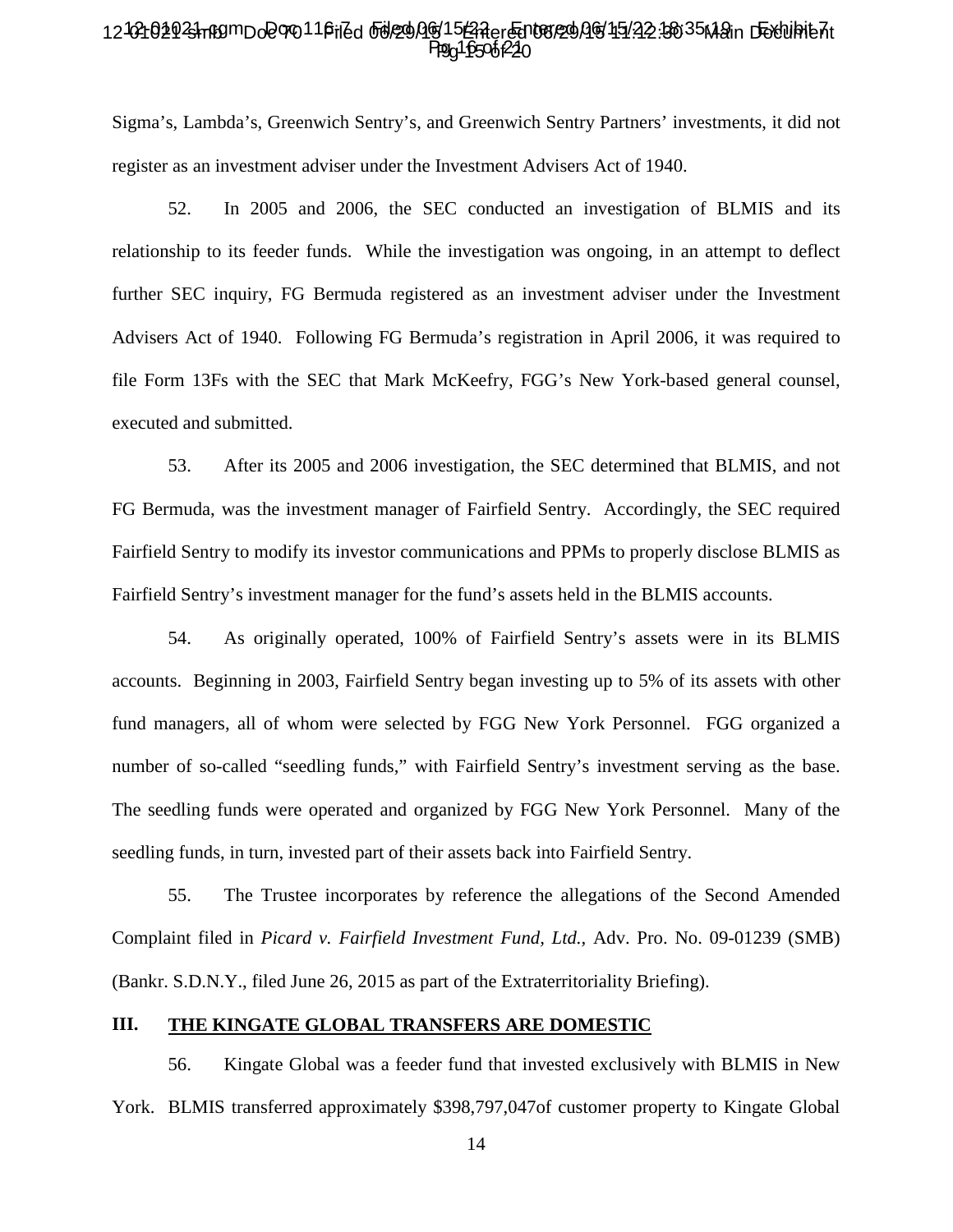Sigma's, Lambda's, Greenwich Sentry's, and Greenwich Sentry Partners' investments, it did not register as an investment adviser under the Investment Advisers Act of 1940.

52. In 2005 and 2006, the SEC conducted an investigation of BLMIS and its relationship to its feeder funds. While the investigation was ongoing, in an attempt to deflect further SEC inquiry, FG Bermuda registered as an investment adviser under the Investment Advisers Act of 1940. Following FG Bermuda's registration in April 2006, it was required to file Form 13Fs with the SEC that Mark McKeefry, FGG's New York-based general counsel, executed and submitted.

53. After its 2005 and 2006 investigation, the SEC determined that BLMIS, and not FG Bermuda, was the investment manager of Fairfield Sentry. Accordingly, the SEC required Fairfield Sentry to modify its investor communications and PPMs to properly disclose BLMIS as Fairfield Sentry's investment manager for the fund's assets held in the BLMIS accounts.

54. As originally operated, 100% of Fairfield Sentry's assets were in its BLMIS accounts. Beginning in 2003, Fairfield Sentry began investing up to 5% of its assets with other fund managers, all of whom were selected by FGG New York Personnel. FGG organized a number of so-called "seedling funds," with Fairfield Sentry's investment serving as the base. The seedling funds were operated and organized by FGG New York Personnel. Many of the seedling funds, in turn, invested part of their assets back into Fairfield Sentry.

55. The Trustee incorporates by reference the allegations of the Second Amended Complaint filed in *Picard v. Fairfield Investment Fund, Ltd.*, Adv. Pro. No. 09-01239 (SMB) (Bankr. S.D.N.Y., filed June 26, 2015 as part of the Extraterritoriality Briefing).

## III. THE KINGATE GLOBAL TRANSFERS ARE DOMESTIC

56. Kingate Global was a feeder fund that invested exclusively with BLMIS in New York. BLMIS transferred approximately $398,797,047of customer property to Kingate Global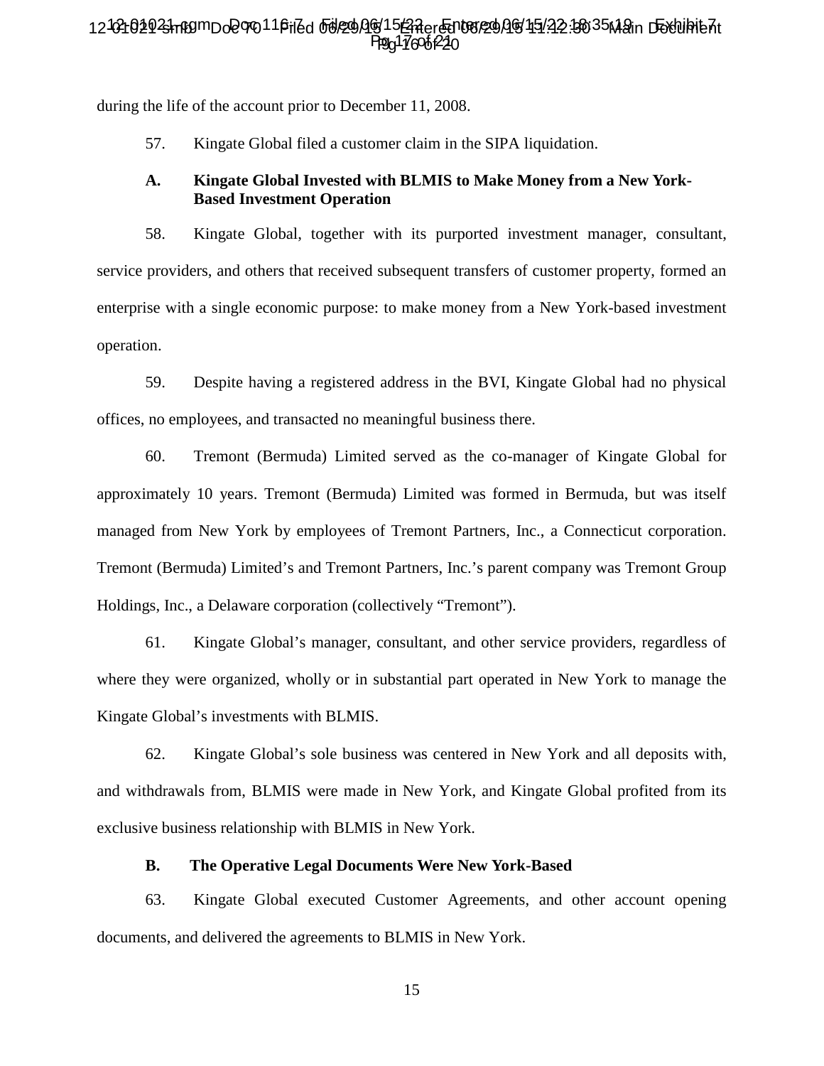during the life of the account prior to December 11, 2008.

57. Kingate Global filed a customer claim in the SIPA liquidation.

**A. Kingate Global Invested with BLMIS to Make Money from a New York-Based Investment Operation**

58. Kingate Global, together with its purported investment manager, consultant, service providers, and others that received subsequent transfers of customer property, formed an enterprise with a single economic purpose: to make money from a New York-based investment operation.

59. Despite having a registered address in the BVI, Kingate Global had no physical offices, no employees, and transacted no meaningful business there.

60. Tremont (Bermuda) Limited served as the co-manager of Kingate Global for approximately 10 years. Tremont (Bermuda) Limited was formed in Bermuda, but was itself managed from New York by employees of Tremont Partners, Inc., a Connecticut corporation. Tremont (Bermuda) Limited's and Tremont Partners, Inc.'s parent company was Tremont Group Holdings, Inc., a Delaware corporation (collectively "Tremont").

61. Kingate Global's manager, consultant, and other service providers, regardless of where they were organized, wholly or in substantial part operated in New York to manage the Kingate Global's investments with BLMIS.

62. Kingate Global's sole business was centered in New York and all deposits with, and withdrawals from, BLMIS were made in New York, and Kingate Global profited from its exclusive business relationship with BLMIS in New York.

**B. The Operative Legal Documents Were New York-Based**

63. Kingate Global executed Customer Agreements, and other account opening documents, and delivered the agreements to BLMIS in New York.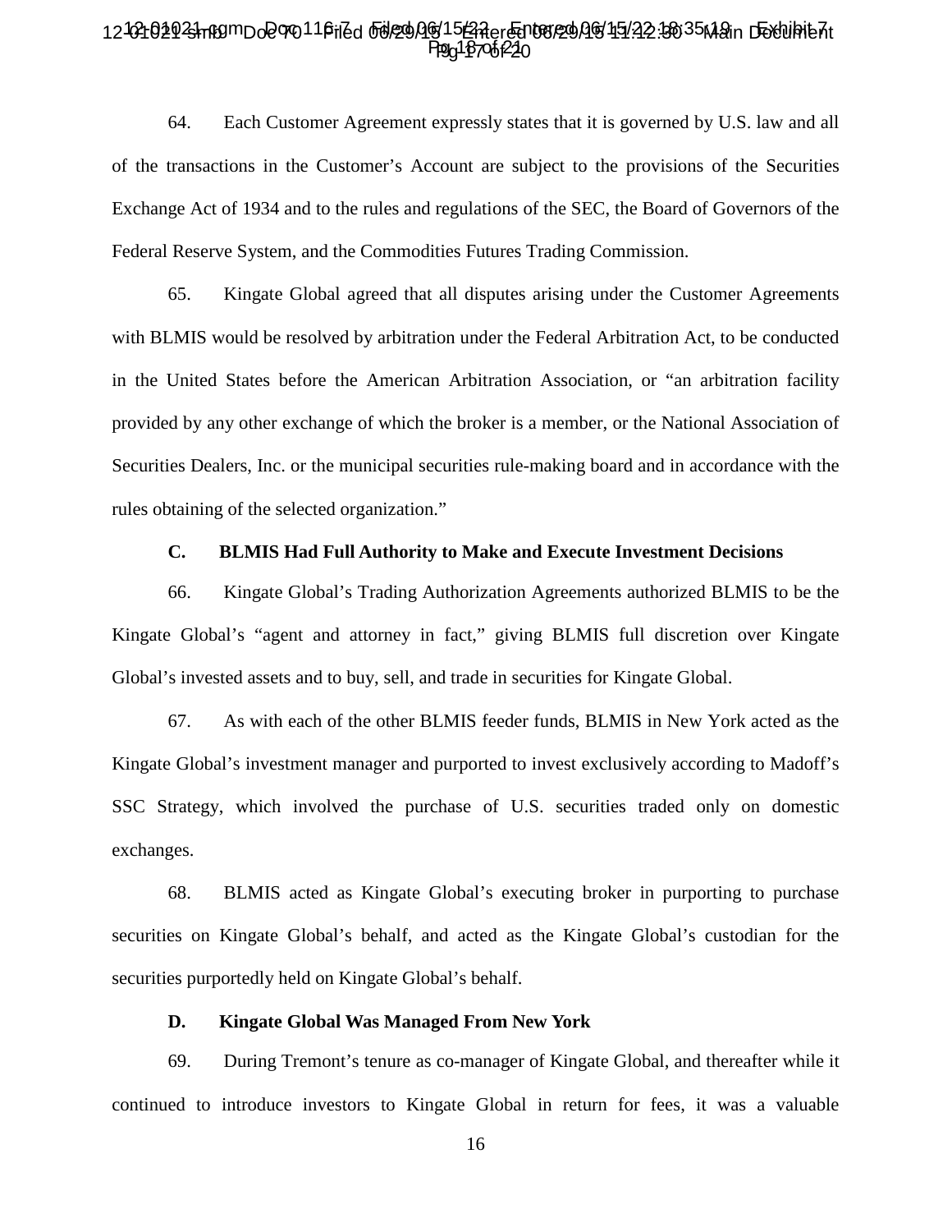64. Each Customer Agreement expressly states that it is governed by U.S. law and all of the transactions in the Customer's Account are subject to the provisions of the Securities Exchange Act of 1934 and to the rules and regulations of the SEC, the Board of Governors of the Federal Reserve System, and the Commodities Futures Trading Commission.

65. Kingate Global agreed that all disputes arising under the Customer Agreements with BLMIS would be resolved by arbitration under the Federal Arbitration Act, to be conducted in the United States before the American Arbitration Association, or "an arbitration facility provided by any other exchange of which the broker is a member, or the National Association of Securities Dealers, Inc. or the municipal securities rule-making board and in accordance with the rules obtaining of the selected organization."

### C. BLMIS Had Full Authority to Make and Execute Investment Decisions

66. Kingate Global's Trading Authorization Agreements authorized BLMIS to be the Kingate Global's "agent and attorney in fact," giving BLMIS full discretion over Kingate Global's invested assets and to buy, sell, and trade in securities for Kingate Global.

67. As with each of the other BLMIS feeder funds, BLMIS in New York acted as the Kingate Global's investment manager and purported to invest exclusively according to Madoff's SSC Strategy, which involved the purchase of U.S. securities traded only on domestic exchanges.

68. BLMIS acted as Kingate Global's executing broker in purporting to purchase securities on Kingate Global's behalf, and acted as the Kingate Global's custodian for the securities purportedly held on Kingate Global's behalf.

### D. Kingate Global Was Managed From New York

69. During Tremont's tenure as co-manager of Kingate Global, and thereafter while it continued to introduce investors to Kingate Global in return for fees, it was a valuable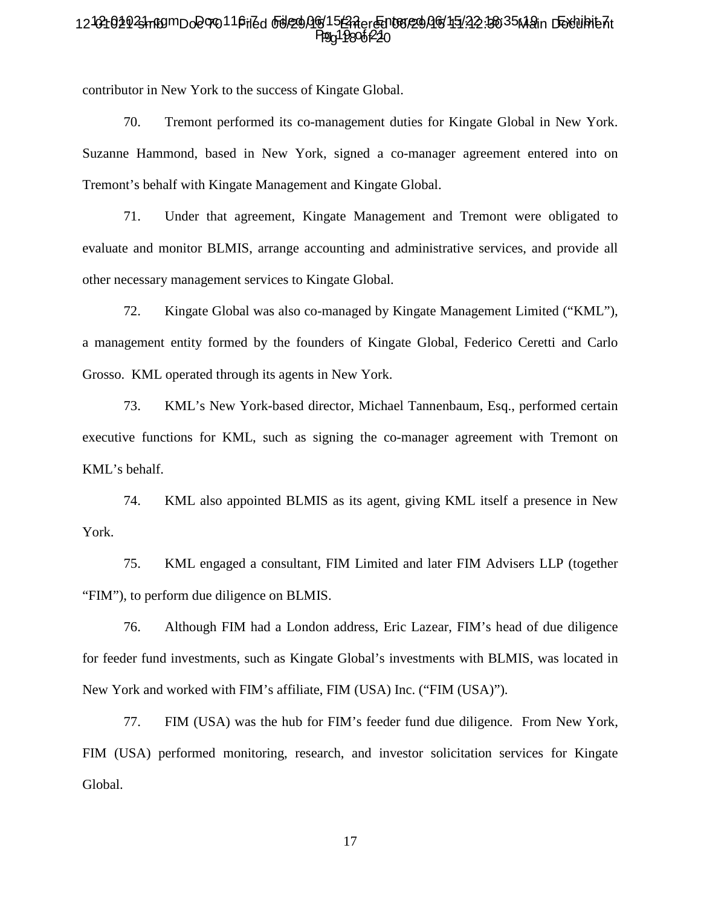contributor in New York to the success of Kingate Global.

70. Tremont performed its co-management duties for Kingate Global in New York. Suzanne Hammond, based in New York, signed a co-manager agreement entered into on Tremont's behalf with Kingate Management and Kingate Global.

71. Under that agreement, Kingate Management and Tremont were obligated to evaluate and monitor BLMIS, arrange accounting and administrative services, and provide all other necessary management services to Kingate Global.

72. Kingate Global was also co-managed by Kingate Management Limited ("KML"), a management entity formed by the founders of Kingate Global, Federico Ceretti and Carlo Grosso. KML operated through its agents in New York.

73. KML's New York-based director, Michael Tannenbaum, Esq., performed certain executive functions for KML, such as signing the co-manager agreement with Tremont on KML's behalf.

74. KML also appointed BLMIS as its agent, giving KML itself a presence in New York.

75. KML engaged a consultant, FIM Limited and later FIM Advisers LLP (together "FIM"), to perform due diligence on BLMIS.

76. Although FIM had a London address, Eric Lazear, FIM's head of due diligence for feeder fund investments, such as Kingate Global's investments with BLMIS, was located in New York and worked with FIM's affiliate, FIM (USA) Inc. ("FIM (USA)").

77. FIM (USA) was the hub for FIM's feeder fund due diligence. From New York, FIM (USA) performed monitoring, research, and investor solicitation services for Kingate Global.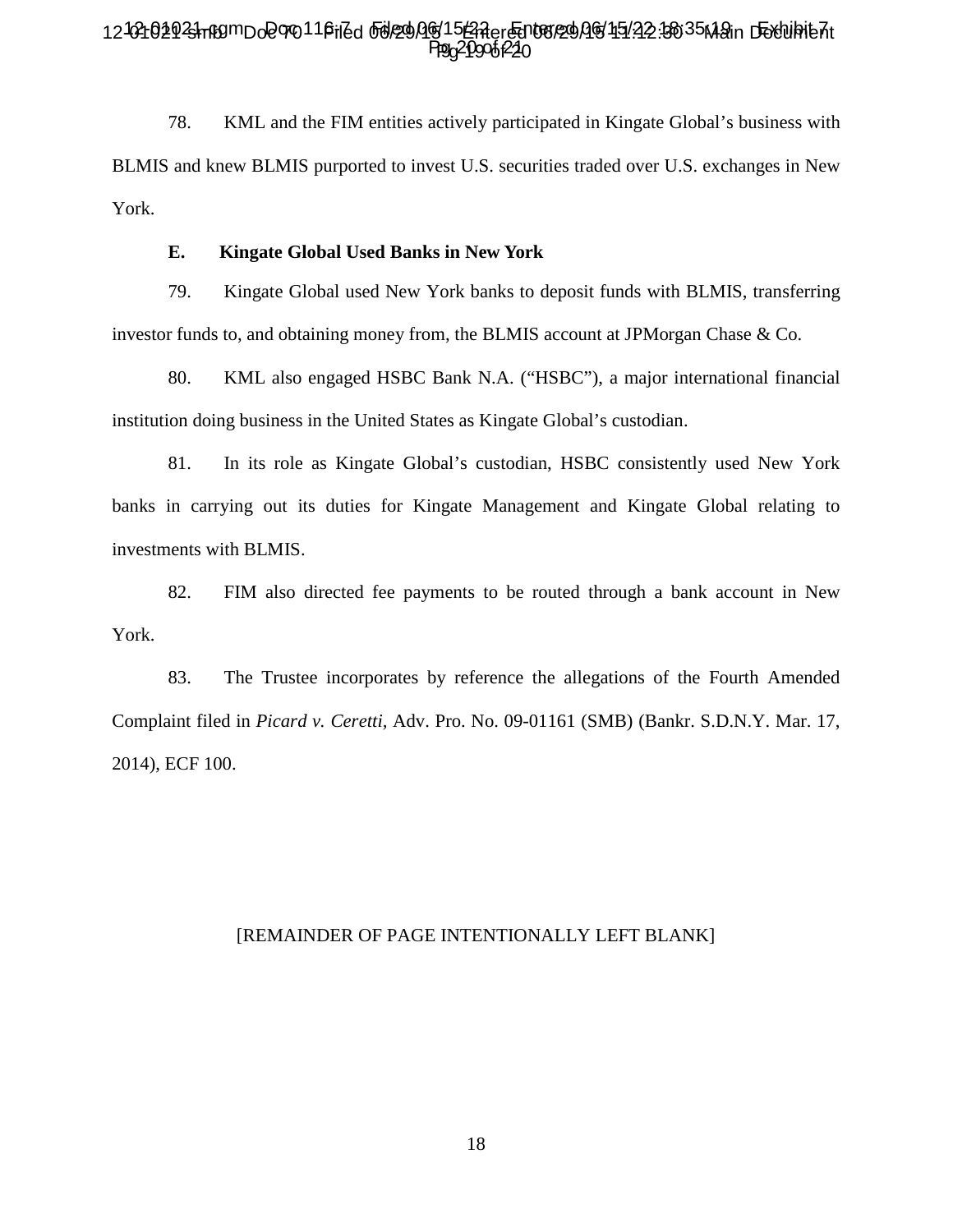78. KML and the FIM entities actively participated in Kingate Global's business with BLMIS and knew BLMIS purported to invest U.S. securities traded over U.S. exchanges in New York.

**E. Kingate Global Used Banks in New York**

79. Kingate Global used New York banks to deposit funds with BLMIS, transferring investor funds to, and obtaining money from, the BLMIS account at JPMorgan Chase & Co.

80. KML also engaged HSBC Bank N.A. ("HSBC"), a major international financial institution doing business in the United States as Kingate Global's custodian.

81. In its role as Kingate Global's custodian, HSBC consistently used New York banks in carrying out its duties for Kingate Management and Kingate Global relating to investments with BLMIS.

82. FIM also directed fee payments to be routed through a bank account in New York.

83. The Trustee incorporates by reference the allegations of the Fourth Amended Complaint filed in *Picard v. Ceretti,* Adv. Pro. No. 09-01161 (SMB) (Bankr. S.D.N.Y. Mar. 17, 2014), ECF 100.

[REMAINDER OF PAGE INTENTIONALLY LEFT BLANK]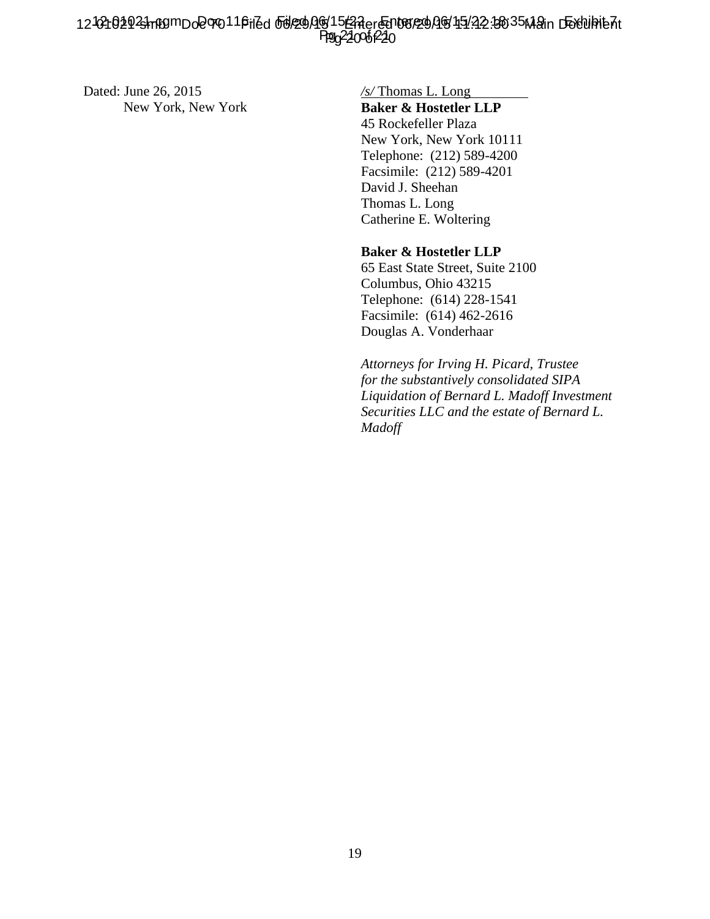Dated: June 26, 2015
New York, New York

*/s/* Thomas L. Long
**Baker & Hostetler LLP**
45 Rockefeller Plaza
New York, New York 10111
Telephone: (212) 589-4200
Facsimile: (212) 589-4201
David J. Sheehan
Thomas L. Long
Catherine E. Woltering

**Baker & Hostetler LLP**
65 East State Street, Suite 2100
Columbus, Ohio 43215
Telephone: (614) 228-1541
Facsimile: (614) 462-2616
Douglas A. Vonderhaar

*Attorneys for Irving H. Picard, Trustee for the substantively consolidated SIPA Liquidation of Bernard L. Madoff Investment Securities LLC and the estate of Bernard L. Madoff*